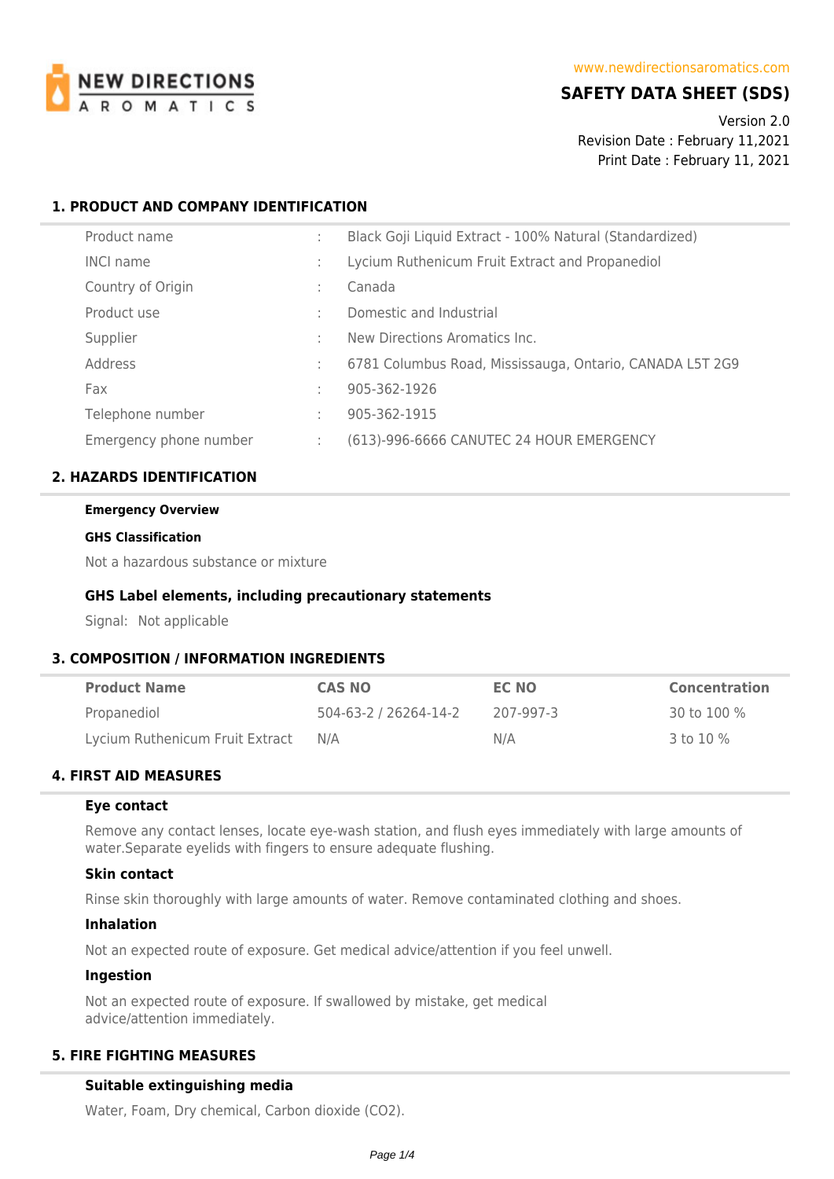NEW DIRECTIONS AROMATICS

www.newdirectionsaromatics.com

# SAFETY DATA SHEET (SDS)

Version 2.0
Revision Date : February 11,2021
Print Date : February 11, 2021

## 1. PRODUCT AND COMPANY IDENTIFICATION

| | | |
|---|---|---|
| Product name | : | Black Goji Liquid Extract - 100% Natural (Standardized) |
| INCI name | : | Lycium Ruthenicum Fruit Extract and Propanediol |
| Country of Origin | : | Canada |
| Product use | : | Domestic and Industrial |
| Supplier | : | New Directions Aromatics Inc. |
| Address | : | 6781 Columbus Road, Mississauga, Ontario, CANADA L5T 2G9 |
| Fax | : | 905-362-1926 |
| Telephone number | : | 905-362-1915 |
| Emergency phone number | : | (613)-996-6666 CANUTEC 24 HOUR EMERGENCY |

## 2. HAZARDS IDENTIFICATION

**Emergency Overview**

**GHS Classification**

Not a hazardous substance or mixture

### GHS Label elements, including precautionary statements

Signal: Not applicable

## 3. COMPOSITION / INFORMATION INGREDIENTS

| Product Name | CAS NO | EC NO | Concentration |
|---|---|---|---|
| Propanediol | 504-63-2 / 26264-14-2 | 207-997-3 | 30 to 100 % |
| Lycium Ruthenicum Fruit Extract | N/A | N/A | 3 to 10 % |

## 4. FIRST AID MEASURES

### Eye contact

Remove any contact lenses, locate eye-wash station, and flush eyes immediately with large amounts of water.Separate eyelids with fingers to ensure adequate flushing.

### Skin contact

Rinse skin thoroughly with large amounts of water. Remove contaminated clothing and shoes.

### Inhalation

Not an expected route of exposure. Get medical advice/attention if you feel unwell.

### Ingestion

Not an expected route of exposure. If swallowed by mistake, get medical advice/attention immediately.

## 5. FIRE FIGHTING MEASURES

### Suitable extinguishing media

Water, Foam, Dry chemical, Carbon dioxide ($CO_2$).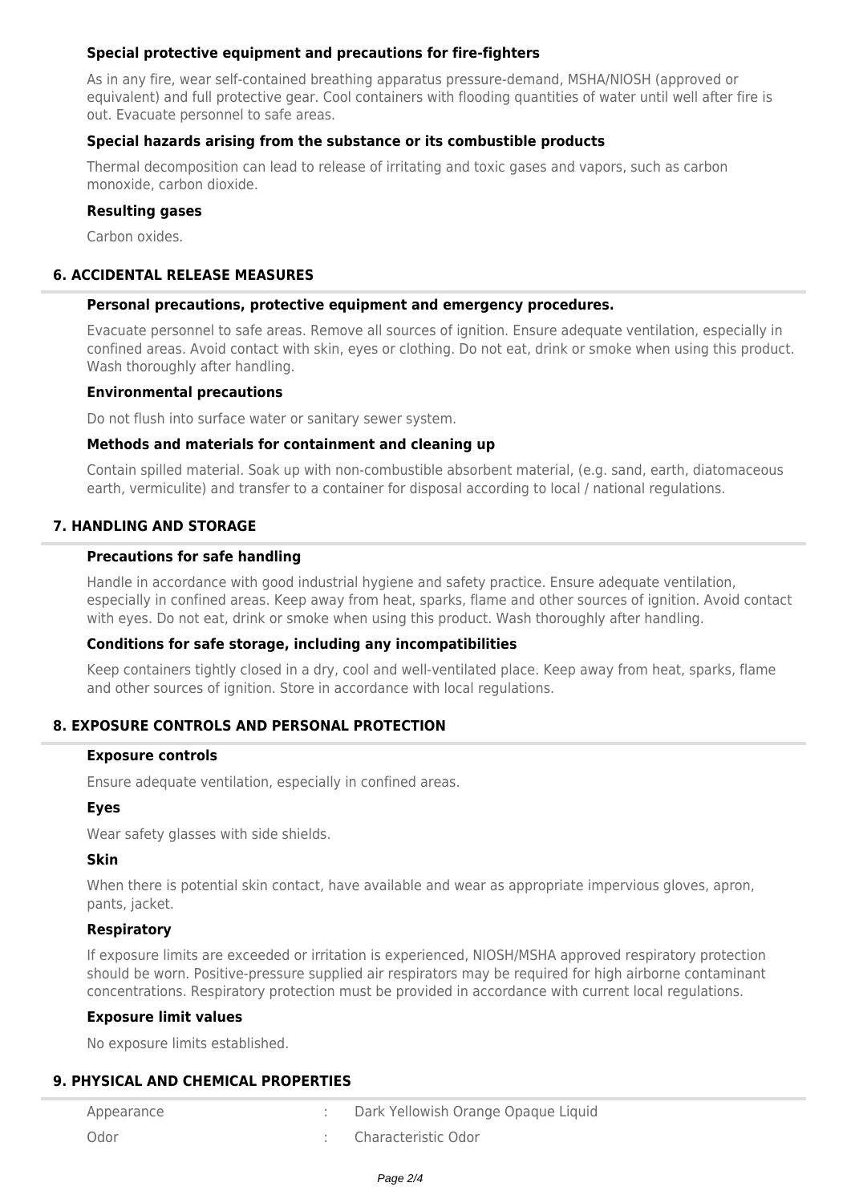### Special protective equipment and precautions for fire-fighters

As in any fire, wear self-contained breathing apparatus pressure-demand, MSHA/NIOSH (approved or equivalent) and full protective gear. Cool containers with flooding quantities of water until well after fire is out. Evacuate personnel to safe areas.

### Special hazards arising from the substance or its combustible products

Thermal decomposition can lead to release of irritating and toxic gases and vapors, such as carbon monoxide, carbon dioxide.

### Resulting gases

Carbon oxides.

## 6. ACCIDENTAL RELEASE MEASURES

### Personal precautions, protective equipment and emergency procedures.

Evacuate personnel to safe areas. Remove all sources of ignition. Ensure adequate ventilation, especially in confined areas. Avoid contact with skin, eyes or clothing. Do not eat, drink or smoke when using this product. Wash thoroughly after handling.

### Environmental precautions

Do not flush into surface water or sanitary sewer system.

### Methods and materials for containment and cleaning up

Contain spilled material. Soak up with non-combustible absorbent material, (e.g. sand, earth, diatomaceous earth, vermiculite) and transfer to a container for disposal according to local / national regulations.

## 7. HANDLING AND STORAGE

### Precautions for safe handling

Handle in accordance with good industrial hygiene and safety practice. Ensure adequate ventilation, especially in confined areas. Keep away from heat, sparks, flame and other sources of ignition. Avoid contact with eyes. Do not eat, drink or smoke when using this product. Wash thoroughly after handling.

### Conditions for safe storage, including any incompatibilities

Keep containers tightly closed in a dry, cool and well-ventilated place. Keep away from heat, sparks, flame and other sources of ignition. Store in accordance with local regulations.

## 8. EXPOSURE CONTROLS AND PERSONAL PROTECTION

### Exposure controls

Ensure adequate ventilation, especially in confined areas.

### Eyes

Wear safety glasses with side shields.

### Skin

When there is potential skin contact, have available and wear as appropriate impervious gloves, apron, pants, jacket.

### Respiratory

If exposure limits are exceeded or irritation is experienced, NIOSH/MSHA approved respiratory protection should be worn. Positive-pressure supplied air respirators may be required for high airborne contaminant concentrations. Respiratory protection must be provided in accordance with current local regulations.

### Exposure limit values

No exposure limits established.

## 9. PHYSICAL AND CHEMICAL PROPERTIES

| | | |
|---|---|---|
| Appearance | : | Dark Yellowish Orange Opaque Liquid |
| Odor | : | Characteristic Odor |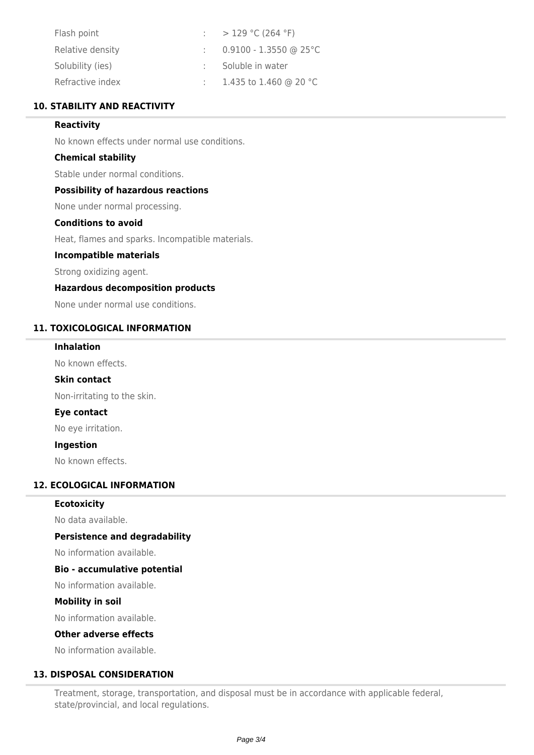| | | |
|---|---|---|
| Flash point | : | > 129 °C (264 °F) |
| Relative density | : | 0.9100 - 1.3550 @ 25°C |
| Solubility (ies) | : | Soluble in water |
| Refractive index | : | 1.435 to 1.460 @ 20 °C |

## 10. STABILITY AND REACTIVITY

### Reactivity

No known effects under normal use conditions.

### Chemical stability

Stable under normal conditions.

### Possibility of hazardous reactions

None under normal processing.

### Conditions to avoid

Heat, flames and sparks. Incompatible materials.

### Incompatible materials

Strong oxidizing agent.

### Hazardous decomposition products

None under normal use conditions.

## 11. TOXICOLOGICAL INFORMATION

### Inhalation

No known effects.

### Skin contact

Non-irritating to the skin.

### Eye contact

No eye irritation.

### Ingestion

No known effects.

## 12. ECOLOGICAL INFORMATION

### Ecotoxicity

No data available.

### Persistence and degradability

No information available.

### Bio - accumulative potential

No information available.

### Mobility in soil

No information available.

### Other adverse effects

No information available.

## 13. DISPOSAL CONSIDERATION

Treatment, storage, transportation, and disposal must be in accordance with applicable federal, state/provincial, and local regulations.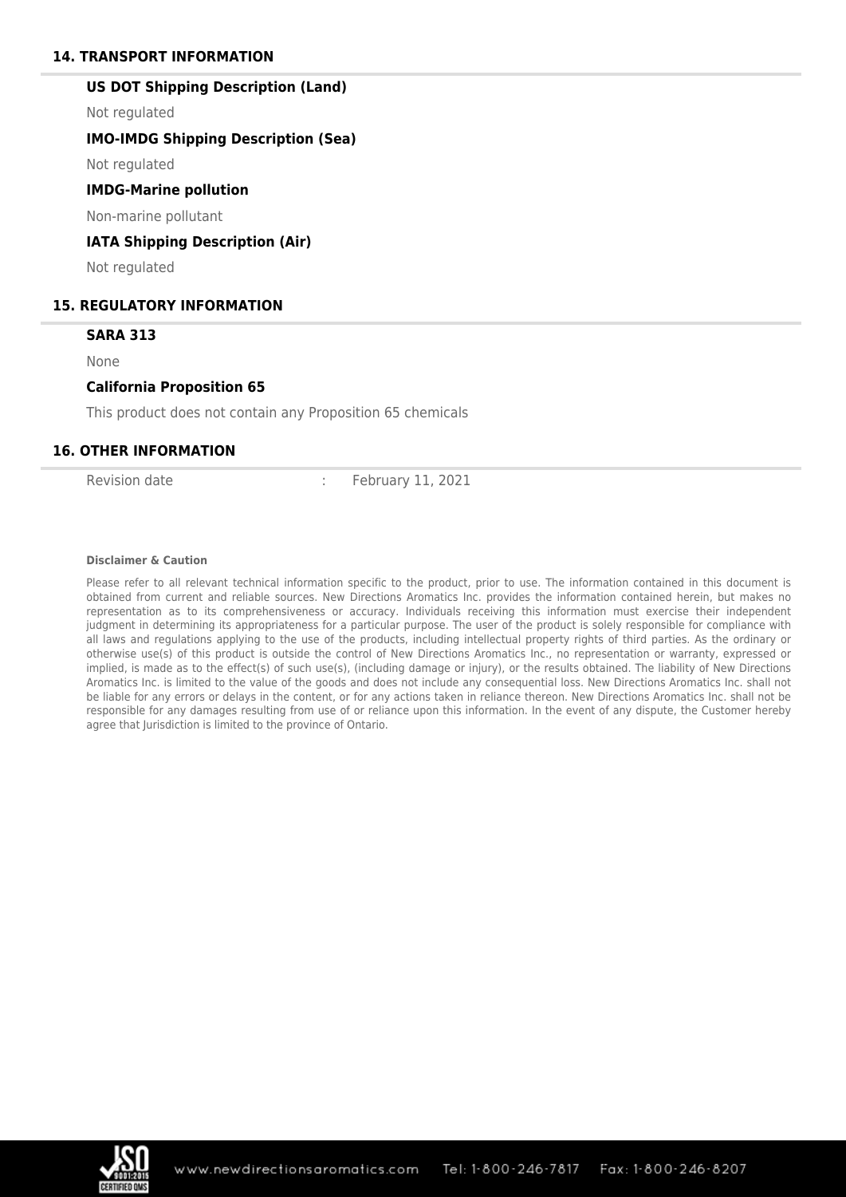## 14. TRANSPORT INFORMATION

### US DOT Shipping Description (Land)

Not regulated

### IMO-IMDG Shipping Description (Sea)

Not regulated

### IMDG-Marine pollution

Non-marine pollutant

### IATA Shipping Description (Air)

Not regulated

## 15. REGULATORY INFORMATION

### SARA 313

None

### California Proposition 65

This product does not contain any Proposition 65 chemicals

## 16. OTHER INFORMATION

Revision date : February 11, 2021

**Disclaimer & Caution**

Please refer to all relevant technical information specific to the product, prior to use. The information contained in this document is obtained from current and reliable sources. New Directions Aromatics Inc. provides the information contained herein, but makes no representation as to its comprehensiveness or accuracy. Individuals receiving this information must exercise their independent judgment in determining its appropriateness for a particular purpose. The user of the product is solely responsible for compliance with all laws and regulations applying to the use of the products, including intellectual property rights of third parties. As the ordinary or otherwise use(s) of this product is outside the control of New Directions Aromatics Inc., no representation or warranty, expressed or implied, is made as to the effect(s) of such use(s), (including damage or injury), or the results obtained. The liability of New Directions Aromatics Inc. is limited to the value of the goods and does not include any consequential loss. New Directions Aromatics Inc. shall not be liable for any errors or delays in the content, or for any actions taken in reliance thereon. New Directions Aromatics Inc. shall not be responsible for any damages resulting from use of or reliance upon this information. In the event of any dispute, the Customer hereby agree that Jurisdiction is limited to the province of Ontario.